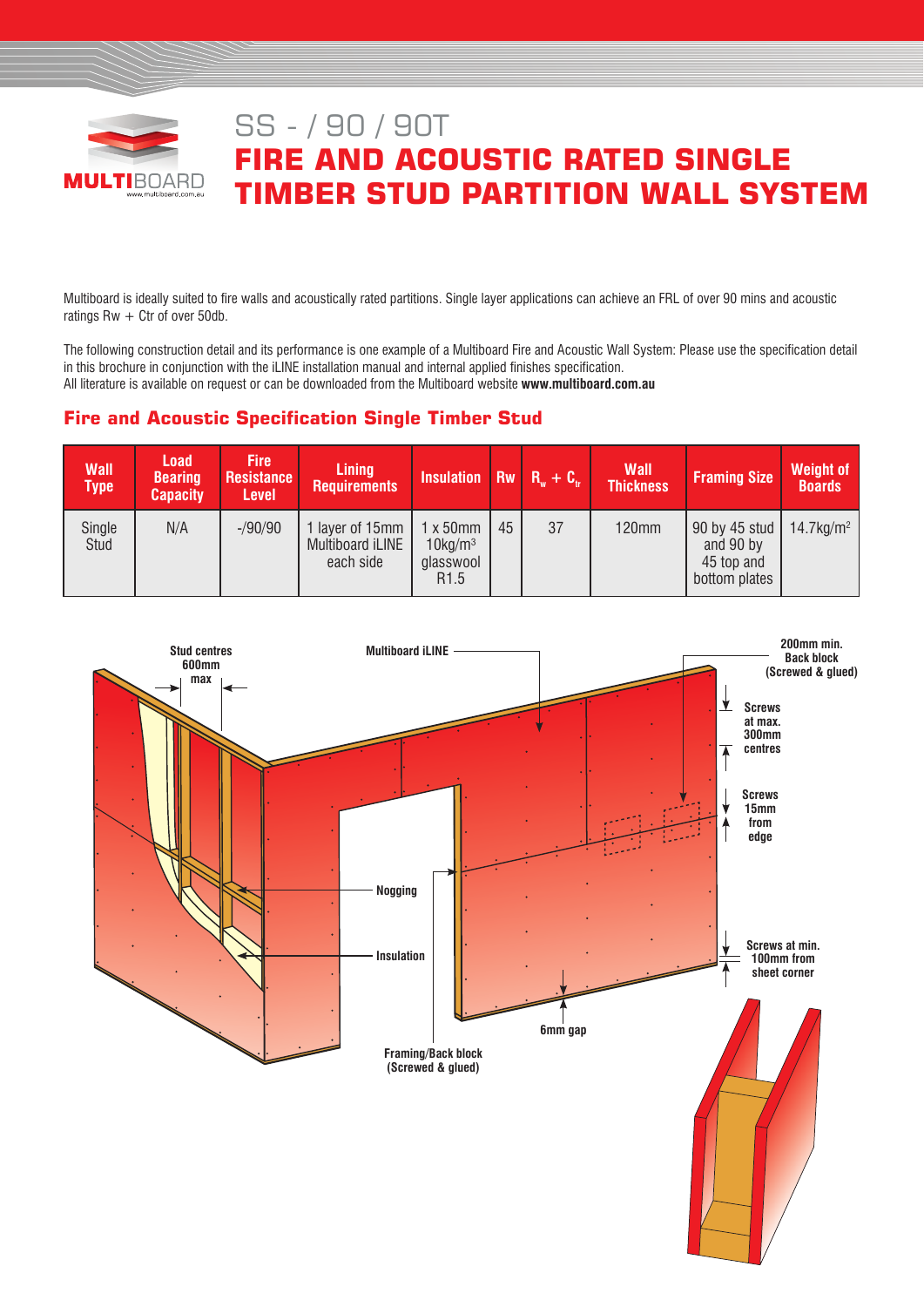# SS - / 90 / 90T

# FIRE AND ACOUSTIC RATED SINGLE TIMBER STUD PARTITION WALL SYSTEM

Multiboard is ideally suited to fire walls and acoustically rated partitions. Single layer applications can achieve an FRL of over 90 mins and acoustic ratings Rw + Ctr of over 50db.

The following construction detail and its performance is one example of a Multiboard Fire and Acoustic Wall System: Please use the specification detail in this brochure in conjunction with the iLINE installation manual and internal applied finishes specification.
All literature is available on request or can be downloaded from the Multiboard website **www.multiboard.com.au**

## Fire and Acoustic Specification Single Timber Stud

| Wall Type | Load Bearing Capacity | Fire Resistance Level | Lining Requirements | Insulation | Rw | $R_w + C_{tr}$ | Wall Thickness | Framing Size | Weight of Boards |
|---|---|---|---|---|---|---|---|---|---|
| Single Stud | N/A | -/90/90 | 1 layer of 15mm Multiboard iLINE each side | 1 x 50mm 10kg/m$^3$ glasswool R1.5 | 45 | 37 | 120mm | 90 by 45 stud and 90 by 45 top and bottom plates | 14.7kg/m$^2$ |

Stud centres 600mm max

Multiboard iLINE

200mm min. Back block (Screwed & glued)

Screws at max. 300mm centres

Screws 15mm from edge

Nogging

Insulation

Screws at min. 100mm from sheet corner

6mm gap

Framing/Back block (Screwed & glued)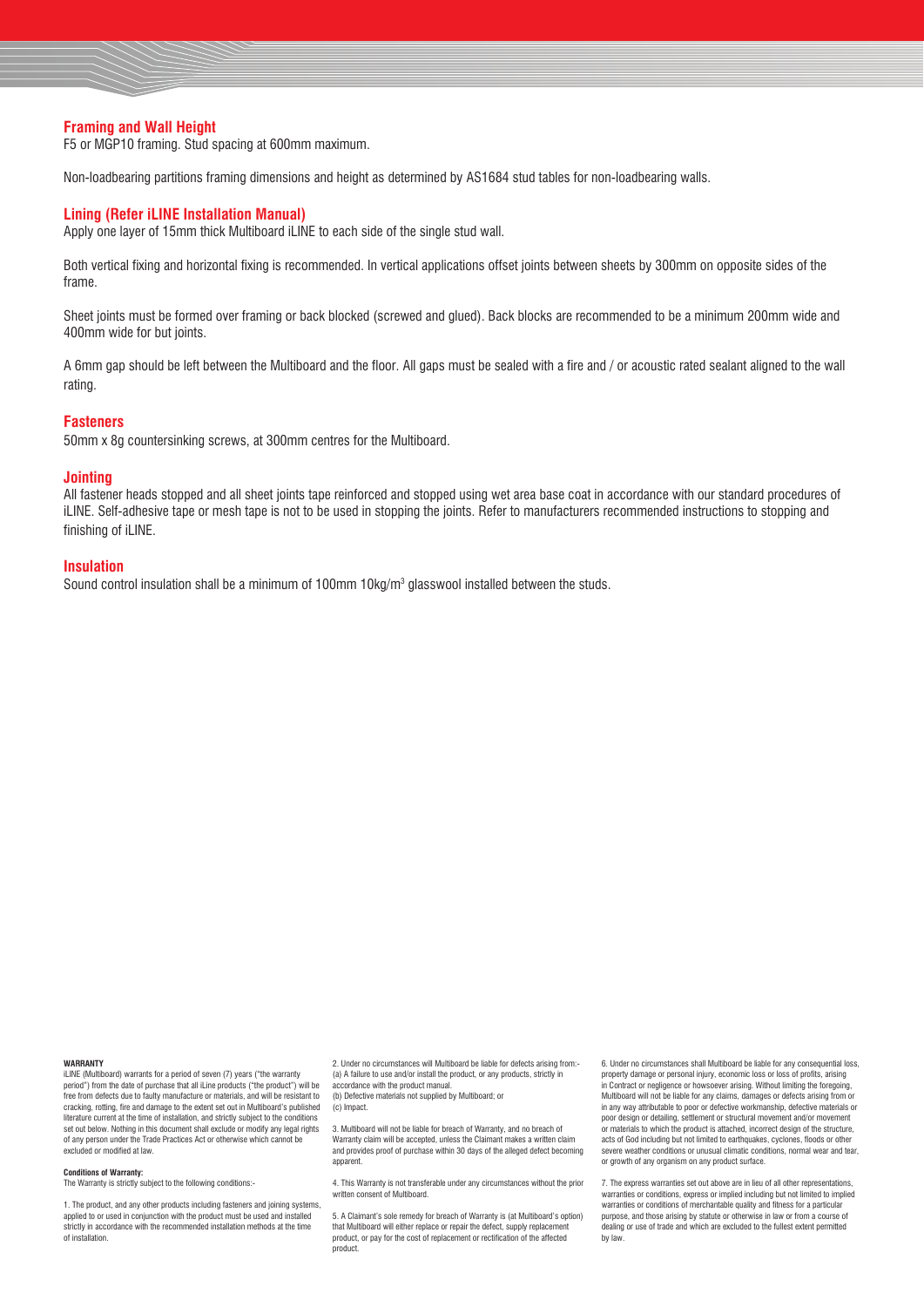## Framing and Wall Height

F5 or MGP10 framing. Stud spacing at 600mm maximum.

Non-loadbearing partitions framing dimensions and height as determined by AS1684 stud tables for non-loadbearing walls.

## Lining (Refer iLINE Installation Manual)

Apply one layer of 15mm thick Multiboard iLINE to each side of the single stud wall.

Both vertical fixing and horizontal fixing is recommended. In vertical applications offset joints between sheets by 300mm on opposite sides of the frame.

Sheet joints must be formed over framing or back blocked (screwed and glued). Back blocks are recommended to be a minimum 200mm wide and 400mm wide for but joints.

A 6mm gap should be left between the Multiboard and the floor. All gaps must be sealed with a fire and / or acoustic rated sealant aligned to the wall rating.

## Fasteners

50mm x 8g countersinking screws, at 300mm centres for the Multiboard.

## Jointing

All fastener heads stopped and all sheet joints tape reinforced and stopped using wet area base coat in accordance with our standard procedures of iLINE. Self-adhesive tape or mesh tape is not to be used in stopping the joints. Refer to manufacturers recommended instructions to stopping and finishing of iLINE.

## Insulation

Sound control insulation shall be a minimum of 100mm 10kg/m$^3$ glasswool installed between the studs.

**WARRANTY**

iLINE (Multiboard) warrants for a period of seven (7) years ("the warranty period") from the date of purchase that all iLine products ("the product") will be free from defects due to faulty manufacture or materials, and will be resistant to cracking, rotting, fire and damage to the extent set out in Multiboard's published literature current at the time of installation, and strictly subject to the conditions set out below. Nothing in this document shall exclude or modify any legal rights of any person under the Trade Practices Act or otherwise which cannot be excluded or modified at law.

**Conditions of Warranty:**

The Warranty is strictly subject to the following conditions:-

1. The product, and any other products including fasteners and joining systems, applied to or used in conjunction with the product must be used and installed strictly in accordance with the recommended installation methods at the time of installation.

2. Under no circumstances will Multiboard be liable for defects arising from:-
(a) A failure to use and/or install the product, or any products, strictly in accordance with the product manual.
(b) Defective materials not supplied by Multiboard; or
(c) Impact.

3. Multiboard will not be liable for breach of Warranty, and no breach of Warranty claim will be accepted, unless the Claimant makes a written claim and provides proof of purchase within 30 days of the alleged defect becoming apparent.

4. This Warranty is not transferable under any circumstances without the prior written consent of Multiboard.

5. A Claimant's sole remedy for breach of Warranty is (at Multiboard's option) that Multiboard will either replace or repair the defect, supply replacement product, or pay for the cost of replacement or rectification of the affected product.

6. Under no circumstances shall Multiboard be liable for any consequential loss, property damage or personal injury, economic loss or loss of profits, arising in Contract or negligence or howsoever arising. Without limiting the foregoing, Multiboard will not be liable for any claims, damages or defects arising from or in any way attributable to poor or defective workmanship, defective materials or poor design or detailing, settlement or structural movement and/or movement or materials to which the product is attached, incorrect design of the structure, acts of God including but not limited to earthquakes, cyclones, floods or other severe weather conditions or unusual climatic conditions, normal wear and tear, or growth of any organism on any product surface.

7. The express warranties set out above are in lieu of all other representations, warranties or conditions, express or implied including but not limited to implied warranties or conditions of merchantable quality and fitness for a particular purpose, and those arising by statute or otherwise in law or from a course of dealing or use of trade and which are excluded to the fullest extent permitted by law.